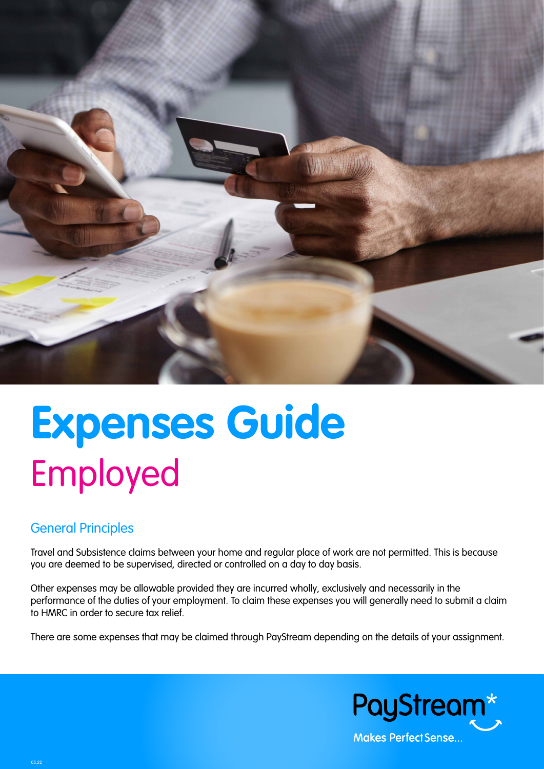# Expenses Guide

## Employed

### General Principles

Travel and Subsistence claims between your home and regular place of work are not permitted. This is because you are deemed to be supervised, directed or controlled on a day to day basis.

Other expenses may be allowable provided they are incurred wholly, exclusively and necessarily in the performance of the duties of your employment. To claim these expenses you will generally need to submit a claim to HMRC in order to secure tax relief.

There are some expenses that may be claimed through PayStream depending on the details of your assignment.

PayStream*

Makes Perfect Sense...

05.22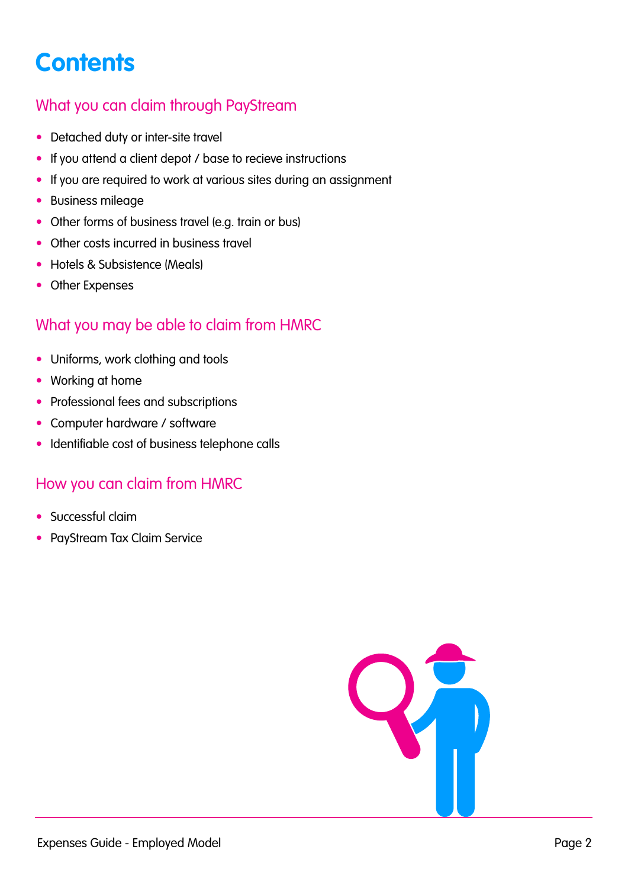# Contents

## What you can claim through PayStream

- Detached duty or inter-site travel
- If you attend a client depot / base to recieve instructions
- If you are required to work at various sites during an assignment
- Business mileage
- Other forms of business travel (e.g. train or bus)
- Other costs incurred in business travel
- Hotels & Subsistence (Meals)
- Other Expenses

## What you may be able to claim from HMRC

- Uniforms, work clothing and tools
- Working at home
- Professional fees and subscriptions
- Computer hardware / software
- Identifiable cost of business telephone calls

## How you can claim from HMRC

- Successful claim
- PayStream Tax Claim Service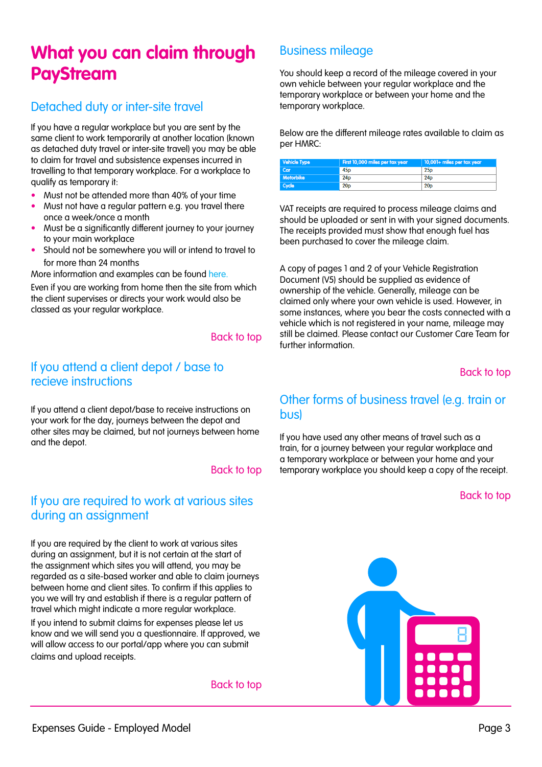# What you can claim through PayStream

## Detached duty or inter-site travel

If you have a regular workplace but you are sent by the same client to work temporarily at another location (known as detached duty travel or inter-site travel) you may be able to claim for travel and subsistence expenses incurred in travelling to that temporary workplace. For a workplace to qualify as temporary it:

- Must not be attended more than 40% of your time
- Must not have a regular pattern e.g. you travel there once a week/once a month
- Must be a significantly different journey to your journey to your main workplace
- Should not be somewhere you will or intend to travel to for more than 24 months

More information and examples can be found here.

Even if you are working from home then the site from which the client supervises or directs your work would also be classed as your regular workplace.

Back to top

## If you attend a client depot / base to recieve instructions

If you attend a client depot/base to receive instructions on your work for the day, journeys between the depot and other sites may be claimed, but not journeys between home and the depot.

Back to top

## If you are required to work at various sites during an assignment

If you are required by the client to work at various sites during an assignment, but it is not certain at the start of the assignment which sites you will attend, you may be regarded as a site-based worker and able to claim journeys between home and client sites. To confirm if this applies to you we will try and establish if there is a regular pattern of travel which might indicate a more regular workplace.

If you intend to submit claims for expenses please let us know and we will send you a questionnaire. If approved, we will allow access to our portal/app where you can submit claims and upload receipts.

Back to top

## Business mileage

You should keep a record of the mileage covered in your own vehicle between your regular workplace and the temporary workplace or between your home and the temporary workplace.

Below are the different mileage rates available to claim as per HMRC:

| Vehicle Type | First 10,000 miles per tax year | 10,001+ miles per tax year |
|---|---|---|
| Car | 45p | 25p |
| Motorbike | 24p | 24p |
| Cycle | 20p | 20p |

VAT receipts are required to process mileage claims and should be uploaded or sent in with your signed documents. The receipts provided must show that enough fuel has been purchased to cover the mileage claim.

A copy of pages 1 and 2 of your Vehicle Registration Document (V5) should be supplied as evidence of ownership of the vehicle. Generally, mileage can be claimed only where your own vehicle is used. However, in some instances, where you bear the costs connected with a vehicle which is not registered in your name, mileage may still be claimed. Please contact our Customer Care Team for further information.

Back to top

## Other forms of business travel (e.g. train or bus)

If you have used any other means of travel such as a train, for a journey between your regular workplace and a temporary workplace or between your home and your temporary workplace you should keep a copy of the receipt.

Back to top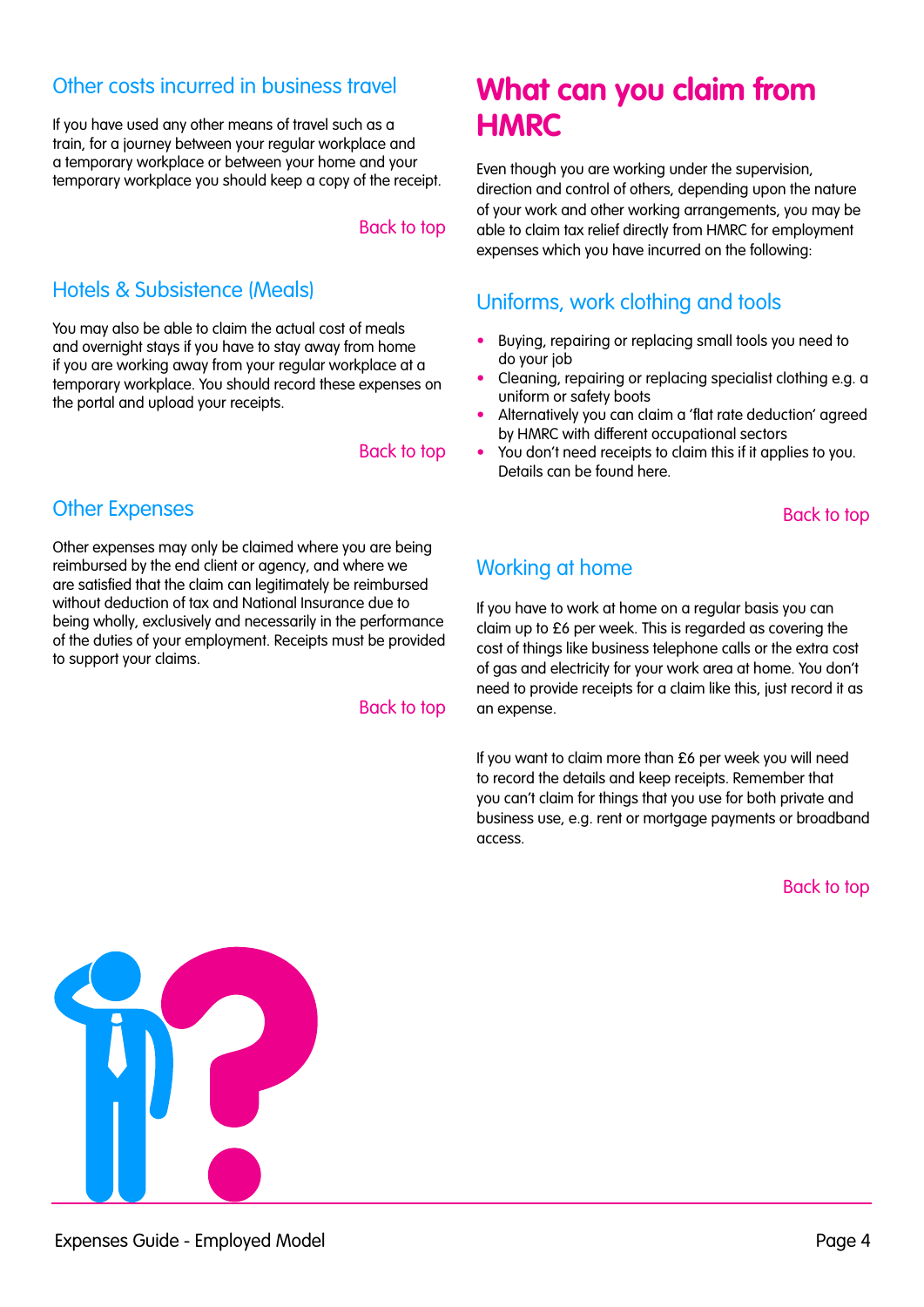## Other costs incurred in business travel

If you have used any other means of travel such as a train, for a journey between your regular workplace and a temporary workplace or between your home and your temporary workplace you should keep a copy of the receipt.

Back to top

## Hotels & Subsistence (Meals)

You may also be able to claim the actual cost of meals and overnight stays if you have to stay away from home if you are working away from your regular workplace at a temporary workplace. You should record these expenses on the portal and upload your receipts.

Back to top

## Other Expenses

Other expenses may only be claimed where you are being reimbursed by the end client or agency, and where we are satisfied that the claim can legitimately be reimbursed without deduction of tax and National Insurance due to being wholly, exclusively and necessarily in the performance of the duties of your employment. Receipts must be provided to support your claims.

Back to top

# What can you claim from HMRC

Even though you are working under the supervision, direction and control of others, depending upon the nature of your work and other working arrangements, you may be able to claim tax relief directly from HMRC for employment expenses which you have incurred on the following:

## Uniforms, work clothing and tools

- Buying, repairing or replacing small tools you need to do your job
- Cleaning, repairing or replacing specialist clothing e.g. a uniform or safety boots
- Alternatively you can claim a 'flat rate deduction' agreed by HMRC with different occupational sectors
- You don't need receipts to claim this if it applies to you. Details can be found here.

Back to top

## Working at home

If you have to work at home on a regular basis you can claim up to £6 per week. This is regarded as covering the cost of things like business telephone calls or the extra cost of gas and electricity for your work area at home. You don't need to provide receipts for a claim like this, just record it as an expense.

If you want to claim more than £6 per week you will need to record the details and keep receipts. Remember that you can't claim for things that you use for both private and business use, e.g. rent or mortgage payments or broadband access.

Back to top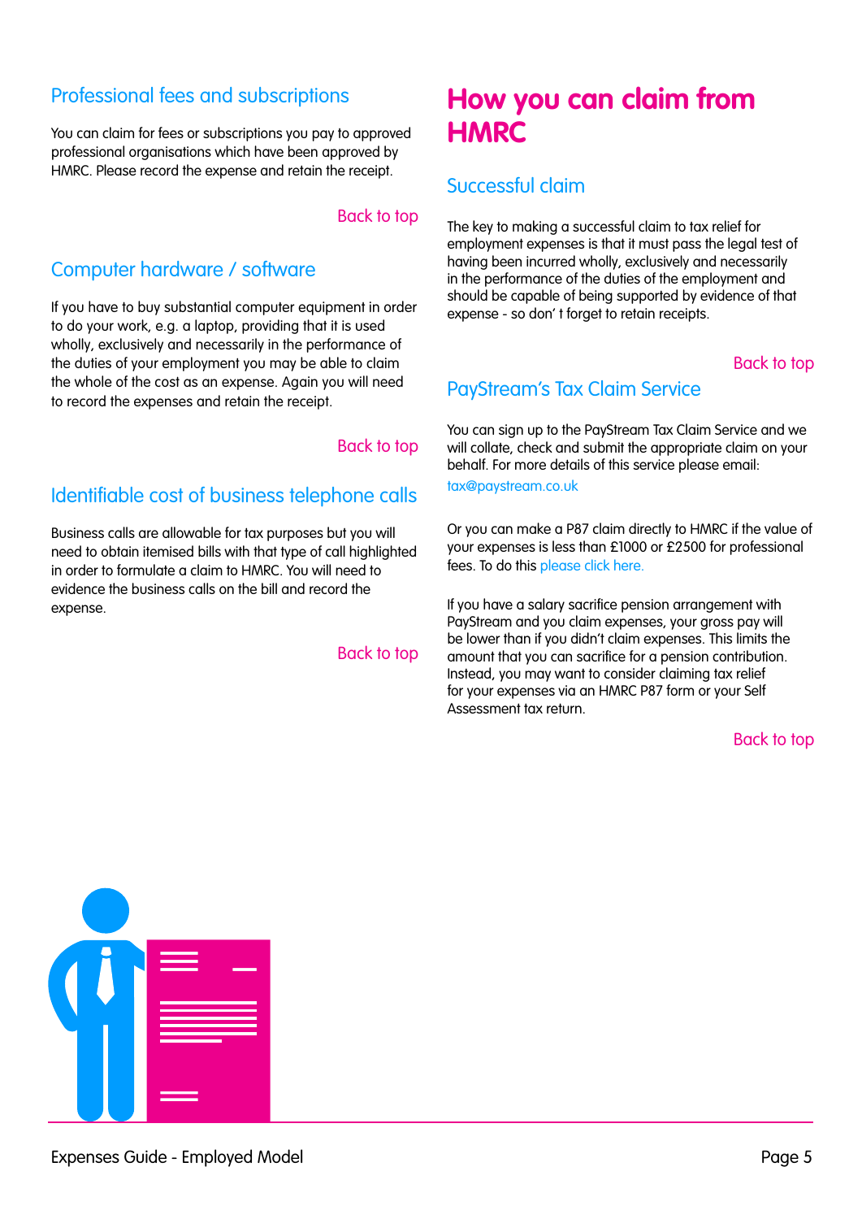## Professional fees and subscriptions

You can claim for fees or subscriptions you pay to approved professional organisations which have been approved by HMRC. Please record the expense and retain the receipt.

Back to top

## Computer hardware / software

If you have to buy substantial computer equipment in order to do your work, e.g. a laptop, providing that it is used wholly, exclusively and necessarily in the performance of the duties of your employment you may be able to claim the whole of the cost as an expense. Again you will need to record the expenses and retain the receipt.

Back to top

## Identifiable cost of business telephone calls

Business calls are allowable for tax purposes but you will need to obtain itemised bills with that type of call highlighted in order to formulate a claim to HMRC. You will need to evidence the business calls on the bill and record the expense.

Back to top

# How you can claim from HMRC

## Successful claim

The key to making a successful claim to tax relief for employment expenses is that it must pass the legal test of having been incurred wholly, exclusively and necessarily in the performance of the duties of the employment and should be capable of being supported by evidence of that expense - so don' t forget to retain receipts.

Back to top

## PayStream's Tax Claim Service

You can sign up to the PayStream Tax Claim Service and we will collate, check and submit the appropriate claim on your behalf. For more details of this service please email: tax@paystream.co.uk

Or you can make a P87 claim directly to HMRC if the value of your expenses is less than £1000 or £2500 for professional fees. To do this please click here.

If you have a salary sacrifice pension arrangement with PayStream and you claim expenses, your gross pay will be lower than if you didn't claim expenses. This limits the amount that you can sacrifice for a pension contribution. Instead, you may want to consider claiming tax relief for your expenses via an HMRC P87 form or your Self Assessment tax return.

Back to top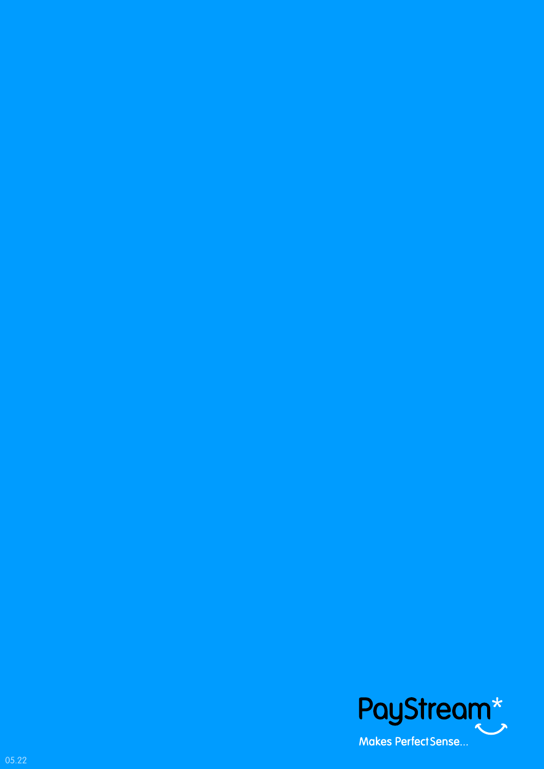PayStream*

Makes Perfect Sense...

05.22